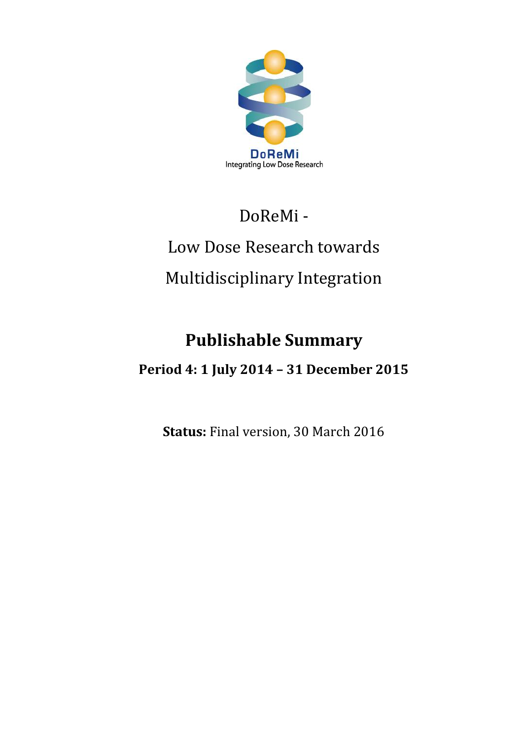DoReMi

Integrating Low Dose Research

# DoReMi - Low Dose Research towards Multidisciplinary Integration

## Publishable Summary

### Period 4: 1 July 2014 – 31 December 2015

**Status:** Final version, 30 March 2016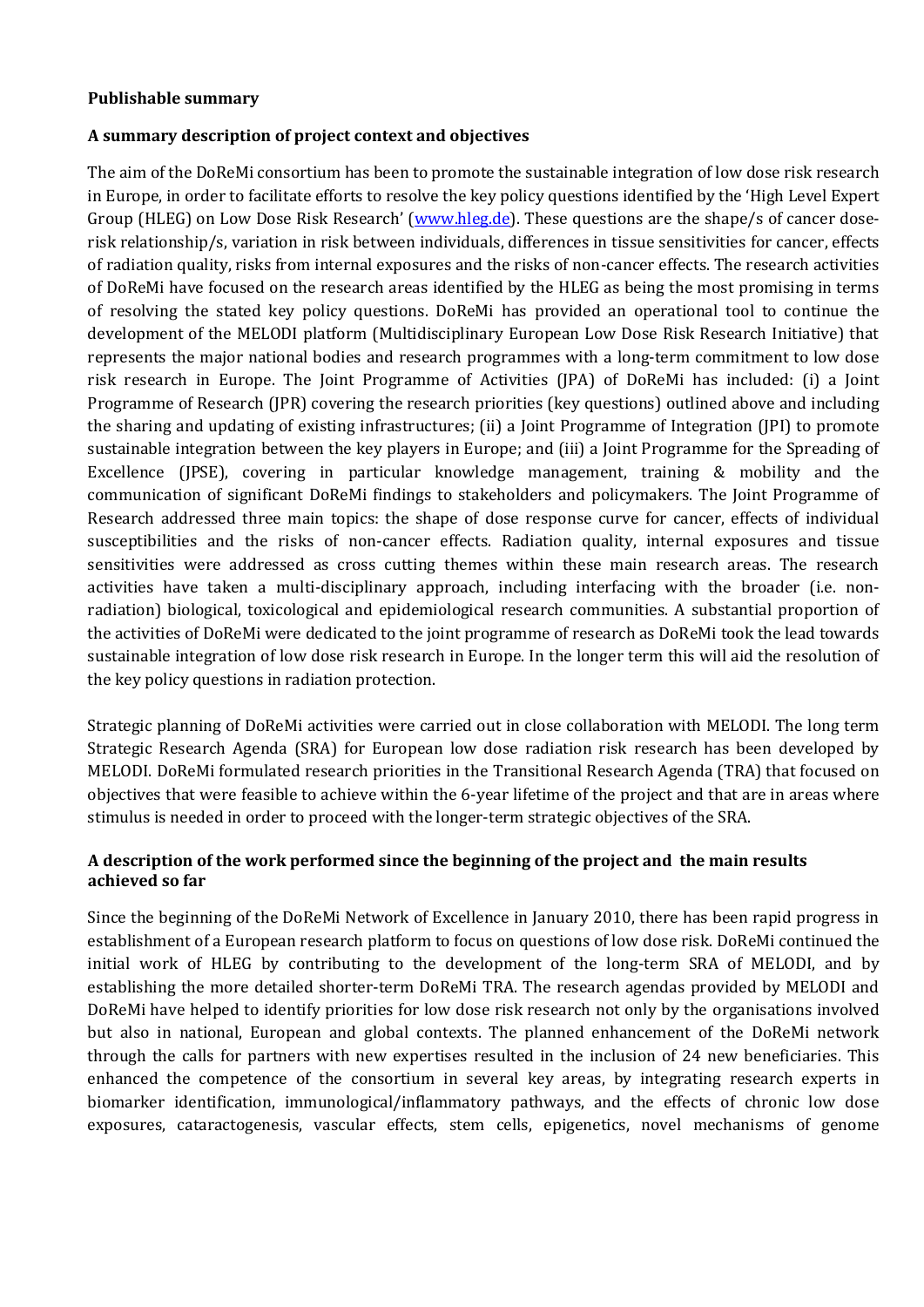**Publishable summary**

**A summary description of project context and objectives**

The aim of the DoReMi consortium has been to promote the sustainable integration of low dose risk research in Europe, in order to facilitate efforts to resolve the key policy questions identified by the 'High Level Expert Group (HLEG) on Low Dose Risk Research' (www.hleg.de). These questions are the shape/s of cancer dose-risk relationship/s, variation in risk between individuals, differences in tissue sensitivities for cancer, effects of radiation quality, risks from internal exposures and the risks of non-cancer effects. The research activities of DoReMi have focused on the research areas identified by the HLEG as being the most promising in terms of resolving the stated key policy questions. DoReMi has provided an operational tool to continue the development of the MELODI platform (Multidisciplinary European Low Dose Risk Research Initiative) that represents the major national bodies and research programmes with a long-term commitment to low dose risk research in Europe. The Joint Programme of Activities (JPA) of DoReMi has included: (i) a Joint Programme of Research (JPR) covering the research priorities (key questions) outlined above and including the sharing and updating of existing infrastructures; (ii) a Joint Programme of Integration (JPI) to promote sustainable integration between the key players in Europe; and (iii) a Joint Programme for the Spreading of Excellence (JPSE), covering in particular knowledge management, training & mobility and the communication of significant DoReMi findings to stakeholders and policymakers. The Joint Programme of Research addressed three main topics: the shape of dose response curve for cancer, effects of individual susceptibilities and the risks of non-cancer effects. Radiation quality, internal exposures and tissue sensitivities were addressed as cross cutting themes within these main research areas. The research activities have taken a multi-disciplinary approach, including interfacing with the broader (i.e. non-radiation) biological, toxicological and epidemiological research communities. A substantial proportion of the activities of DoReMi were dedicated to the joint programme of research as DoReMi took the lead towards sustainable integration of low dose risk research in Europe. In the longer term this will aid the resolution of the key policy questions in radiation protection.

Strategic planning of DoReMi activities were carried out in close collaboration with MELODI. The long term Strategic Research Agenda (SRA) for European low dose radiation risk research has been developed by MELODI. DoReMi formulated research priorities in the Transitional Research Agenda (TRA) that focused on objectives that were feasible to achieve within the 6-year lifetime of the project and that are in areas where stimulus is needed in order to proceed with the longer-term strategic objectives of the SRA.

**A description of the work performed since the beginning of the project and the main results achieved so far**

Since the beginning of the DoReMi Network of Excellence in January 2010, there has been rapid progress in establishment of a European research platform to focus on questions of low dose risk. DoReMi continued the initial work of HLEG by contributing to the development of the long-term SRA of MELODI, and by establishing the more detailed shorter-term DoReMi TRA. The research agendas provided by MELODI and DoReMi have helped to identify priorities for low dose risk research not only by the organisations involved but also in national, European and global contexts. The planned enhancement of the DoReMi network through the calls for partners with new expertises resulted in the inclusion of 24 new beneficiaries. This enhanced the competence of the consortium in several key areas, by integrating research experts in biomarker identification, immunological/inflammatory pathways, and the effects of chronic low dose exposures, cataractogenesis, vascular effects, stem cells, epigenetics, novel mechanisms of genome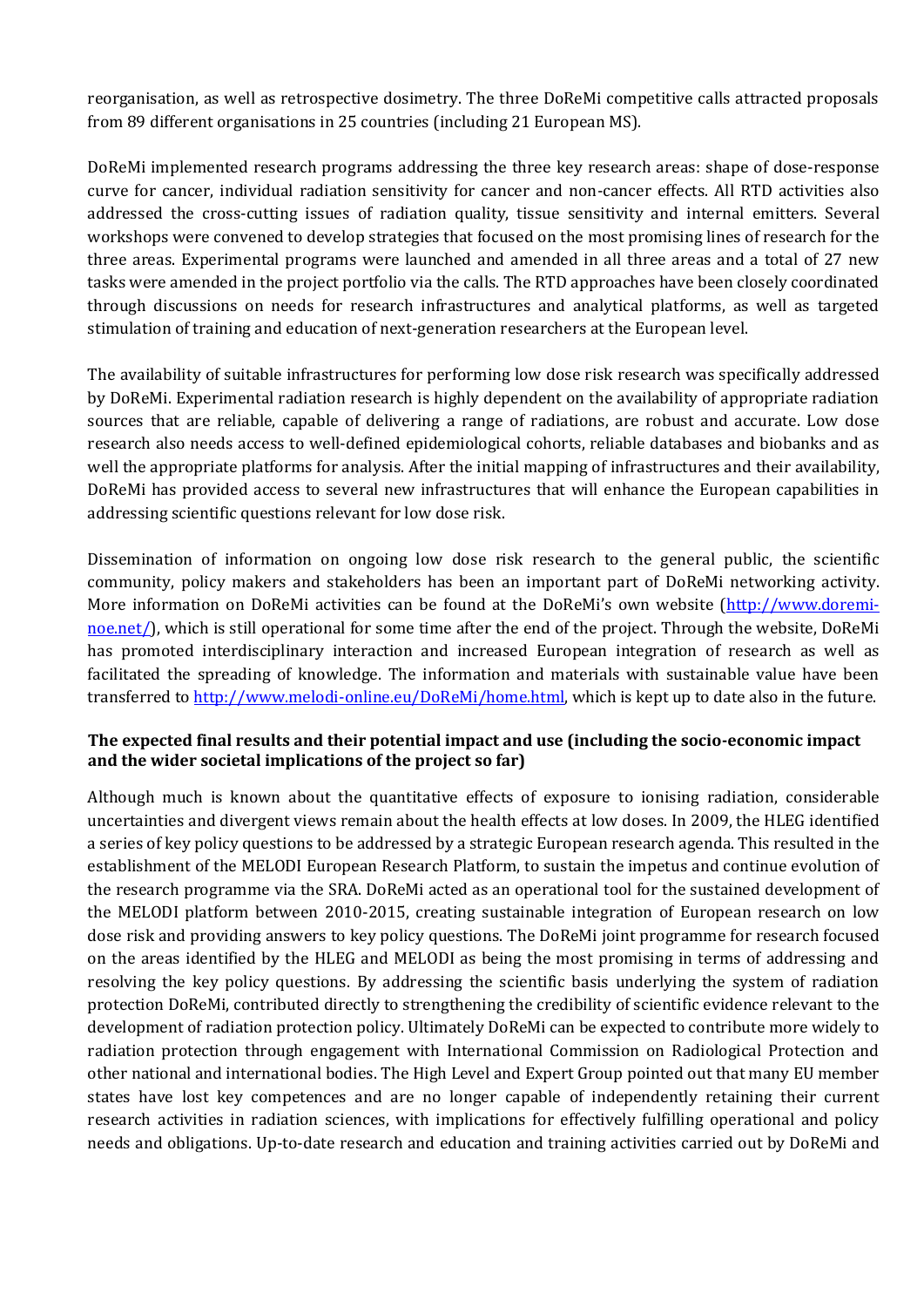reorganisation, as well as retrospective dosimetry. The three DoReMi competitive calls attracted proposals from 89 different organisations in 25 countries (including 21 European MS).

DoReMi implemented research programs addressing the three key research areas: shape of dose-response curve for cancer, individual radiation sensitivity for cancer and non-cancer effects. All RTD activities also addressed the cross-cutting issues of radiation quality, tissue sensitivity and internal emitters. Several workshops were convened to develop strategies that focused on the most promising lines of research for the three areas. Experimental programs were launched and amended in all three areas and a total of 27 new tasks were amended in the project portfolio via the calls. The RTD approaches have been closely coordinated through discussions on needs for research infrastructures and analytical platforms, as well as targeted stimulation of training and education of next-generation researchers at the European level.

The availability of suitable infrastructures for performing low dose risk research was specifically addressed by DoReMi. Experimental radiation research is highly dependent on the availability of appropriate radiation sources that are reliable, capable of delivering a range of radiations, are robust and accurate. Low dose research also needs access to well-defined epidemiological cohorts, reliable databases and biobanks and as well the appropriate platforms for analysis. After the initial mapping of infrastructures and their availability, DoReMi has provided access to several new infrastructures that will enhance the European capabilities in addressing scientific questions relevant for low dose risk.

Dissemination of information on ongoing low dose risk research to the general public, the scientific community, policy makers and stakeholders has been an important part of DoReMi networking activity. More information on DoReMi activities can be found at the DoReMi's own website (http://www.doremi-noe.net/), which is still operational for some time after the end of the project. Through the website, DoReMi has promoted interdisciplinary interaction and increased European integration of research as well as facilitated the spreading of knowledge. The information and materials with sustainable value have been transferred to http://www.melodi-online.eu/DoReMi/home.html, which is kept up to date also in the future.

**The expected final results and their potential impact and use (including the socio-economic impact and the wider societal implications of the project so far)**

Although much is known about the quantitative effects of exposure to ionising radiation, considerable uncertainties and divergent views remain about the health effects at low doses. In 2009, the HLEG identified a series of key policy questions to be addressed by a strategic European research agenda. This resulted in the establishment of the MELODI European Research Platform, to sustain the impetus and continue evolution of the research programme via the SRA. DoReMi acted as an operational tool for the sustained development of the MELODI platform between 2010-2015, creating sustainable integration of European research on low dose risk and providing answers to key policy questions. The DoReMi joint programme for research focused on the areas identified by the HLEG and MELODI as being the most promising in terms of addressing and resolving the key policy questions. By addressing the scientific basis underlying the system of radiation protection DoReMi, contributed directly to strengthening the credibility of scientific evidence relevant to the development of radiation protection policy. Ultimately DoReMi can be expected to contribute more widely to radiation protection through engagement with International Commission on Radiological Protection and other national and international bodies. The High Level and Expert Group pointed out that many EU member states have lost key competences and are no longer capable of independently retaining their current research activities in radiation sciences, with implications for effectively fulfilling operational and policy needs and obligations. Up-to-date research and education and training activities carried out by DoReMi and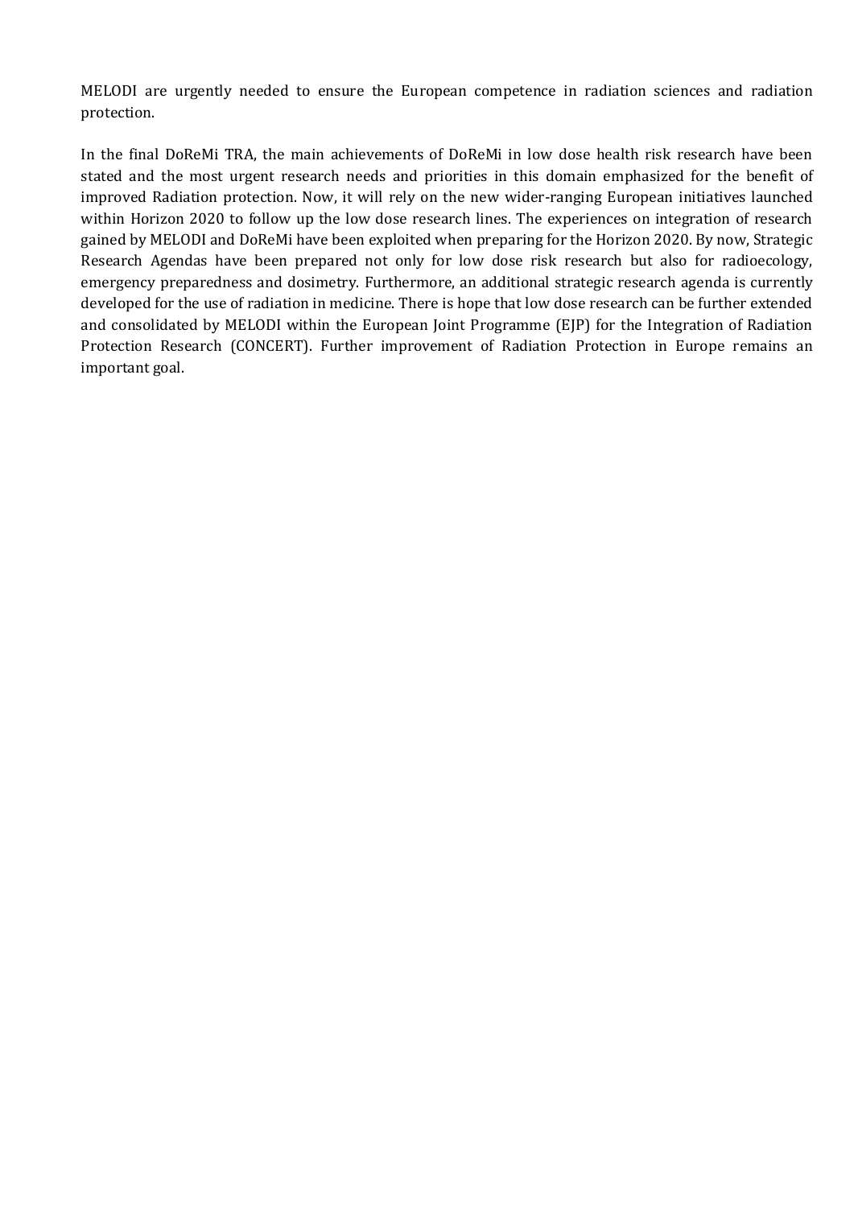MELODI are urgently needed to ensure the European competence in radiation sciences and radiation protection.

In the final DoReMi TRA, the main achievements of DoReMi in low dose health risk research have been stated and the most urgent research needs and priorities in this domain emphasized for the benefit of improved Radiation protection. Now, it will rely on the new wider-ranging European initiatives launched within Horizon 2020 to follow up the low dose research lines. The experiences on integration of research gained by MELODI and DoReMi have been exploited when preparing for the Horizon 2020. By now, Strategic Research Agendas have been prepared not only for low dose risk research but also for radioecology, emergency preparedness and dosimetry. Furthermore, an additional strategic research agenda is currently developed for the use of radiation in medicine. There is hope that low dose research can be further extended and consolidated by MELODI within the European Joint Programme (EJP) for the Integration of Radiation Protection Research (CONCERT). Further improvement of Radiation Protection in Europe remains an important goal.